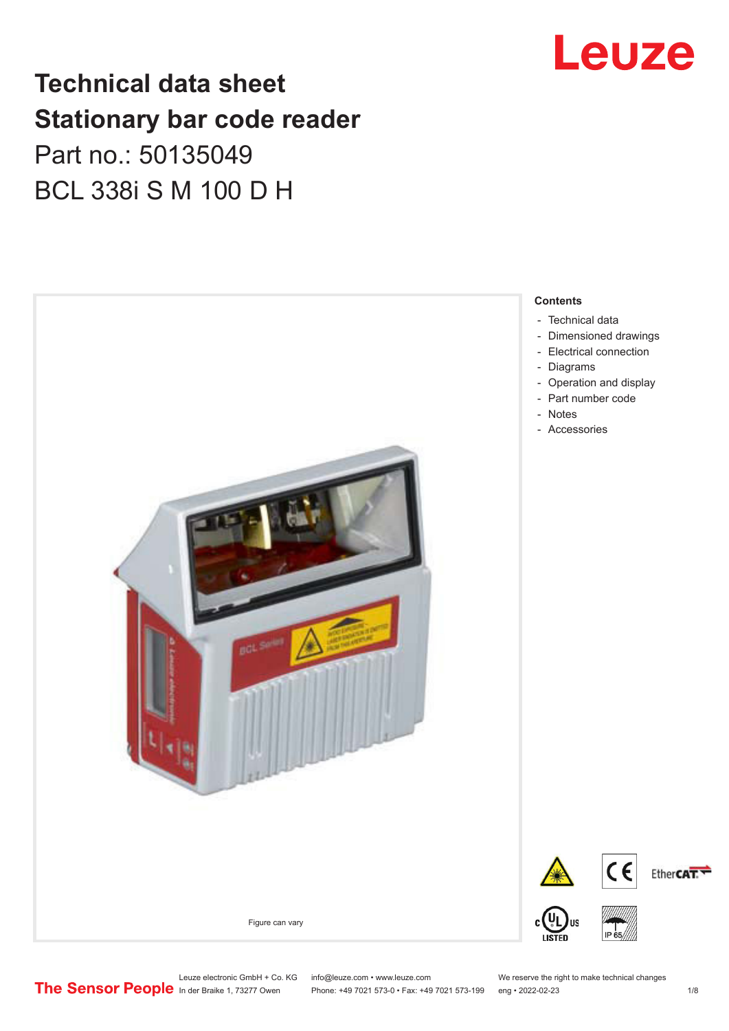# Technical data sheet
# Stationary bar code reader

Part no.: 50135049

BCL 338i S M 100 D H

Figure can vary

**Contents**

- Technical data
- Dimensioned drawings
- Electrical connection
- Diagrams
- Operation and display
- Part number code
- Notes
- Accessories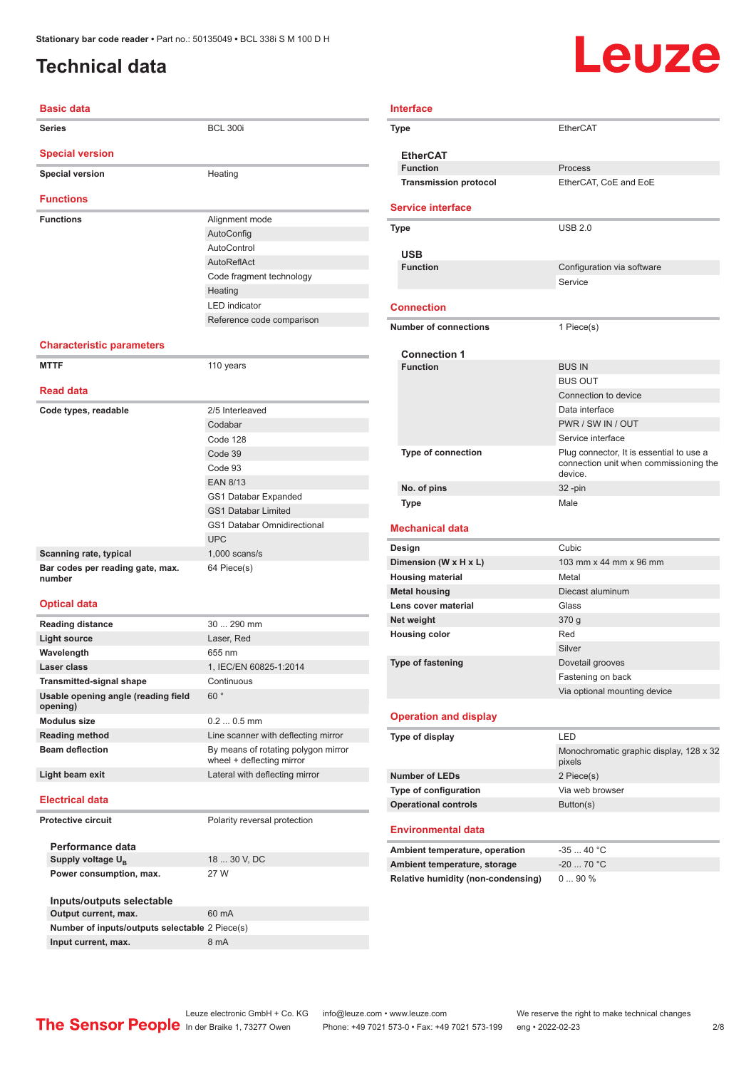Stationary bar code reader • Part no.: 50135049 • BCL 338i S M 100 D H

# Technical data

## Basic data

| | |
|---|---|
| **Series** | BCL 300i |

## Special version

| | |
|---|---|
| **Special version** | Heating |

## Functions

| | |
|---|---|
| **Functions** | Alignment mode |
| | AutoConfig |
| | AutoControl |
| | AutoReflAct |
| | Code fragment technology |
| | Heating |
| | LED indicator |
| | Reference code comparison |

## Characteristic parameters

| | |
|---|---|
| **MTTF** | 110 years |

## Read data

| | |
|---|---|
| **Code types, readable** | 2/5 Interleaved |
| | Codabar |
| | Code 128 |
| | Code 39 |
| | Code 93 |
| | EAN 8/13 |
| | GS1 Databar Expanded |
| | GS1 Databar Limited |
| | GS1 Databar Omnidirectional |
| | UPC |
| **Scanning rate, typical** | 1,000 scans/s |
| **Bar codes per reading gate, max. number** | 64 Piece(s) |

## Optical data

| | |
|---|---|
| **Reading distance** | 30 ... 290 mm |
| **Light source** | Laser, Red |
| **Wavelength** | 655 nm |
| **Laser class** | 1, IEC/EN 60825-1:2014 |
| **Transmitted-signal shape** | Continuous |
| **Usable opening angle (reading field opening)** | 60 ° |
| **Modulus size** | 0.2 ... 0.5 mm |
| **Reading method** | Line scanner with deflecting mirror |
| **Beam deflection** | By means of rotating polygon mirror wheel + deflecting mirror |
| **Light beam exit** | Lateral with deflecting mirror |

## Electrical data

| | |
|---|---|
| **Protective circuit** | Polarity reversal protection |

### Performance data

| | |
|---|---|
| **Supply voltage $U_B$** | 18 ... 30 V, DC |
| **Power consumption, max.** | 27 W |

### Inputs/outputs selectable

| | |
|---|---|
| **Output current, max.** | 60 mA |
| **Number of inputs/outputs selectable** | 2 Piece(s) |
| **Input current, max.** | 8 mA |

## Interface

| | |
|---|---|
| **Type** | EtherCAT |

### EtherCAT

| | |
|---|---|
| **Function** | Process |
| **Transmission protocol** | EtherCAT, CoE and EoE |

## Service interface

| | |
|---|---|
| **Type** | USB 2.0 |

### USB

| | |
|---|---|
| **Function** | Configuration via software |
| | Service |

## Connection

| | |
|---|---|
| **Number of connections** | 1 Piece(s) |

### Connection 1

| | |
|---|---|
| **Function** | BUS IN |
| | BUS OUT |
| | Connection to device |
| | Data interface |
| | PWR / SW IN / OUT |
| | Service interface |
| **Type of connection** | Plug connector, It is essential to use a connection unit when commissioning the device. |
| **No. of pins** | 32 -pin |
| **Type** | Male |

## Mechanical data

| | |
|---|---|
| **Design** | Cubic |
| **Dimension (W x H x L)** | 103 mm x 44 mm x 96 mm |
| **Housing material** | Metal |
| **Metal housing** | Diecast aluminum |
| **Lens cover material** | Glass |
| **Net weight** | 370 g |
| **Housing color** | Red |
| | Silver |
| **Type of fastening** | Dovetail grooves |
| | Fastening on back |
| | Via optional mounting device |

## Operation and display

| | |
|---|---|
| **Type of display** | LED |
| | Monochromatic graphic display, 128 x 32 pixels |
| **Number of LEDs** | 2 Piece(s) |
| **Type of configuration** | Via web browser |
| **Operational controls** | Button(s) |

## Environmental data

| | |
|---|---|
| **Ambient temperature, operation** | -35 ... 40 °C |
| **Ambient temperature, storage** | -20 ... 70 °C |
| **Relative humidity (non-condensing)** | 0 ... 90 % |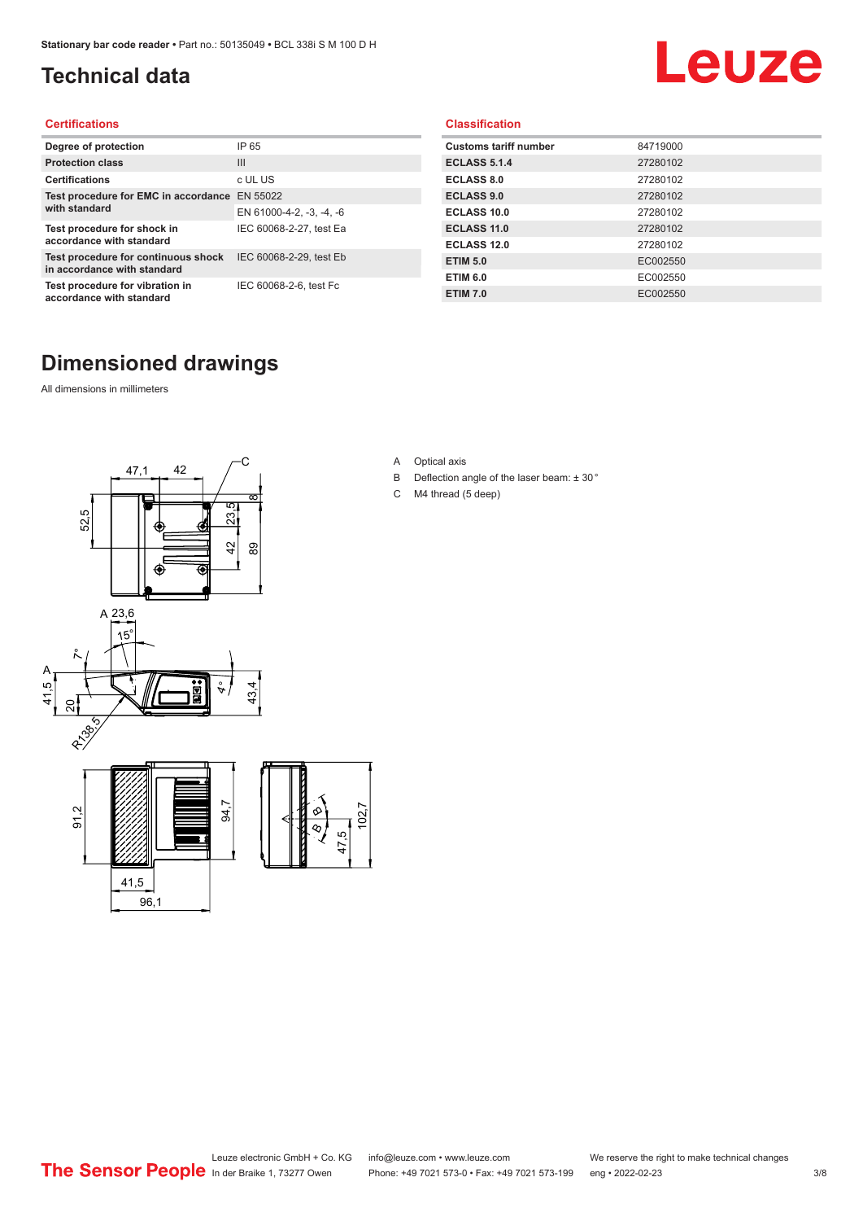# Technical data

## Certifications

| | |
|---|---|
| Degree of protection | IP 65 |
| Protection class | III |
| Certifications | c UL US |
| Test procedure for EMC in accordance with standard | EN 55022 |
| | EN 61000-4-2, -3, -4, -6 |
| Test procedure for shock in accordance with standard | IEC 60068-2-27, test Ea |
| Test procedure for continuous shock in accordance with standard | IEC 60068-2-29, test Eb |
| Test procedure for vibration in accordance with standard | IEC 60068-2-6, test Fc |

## Classification

| | |
|---|---|
| Customs tariff number | 84719000 |
| ECLASS 5.1.4 | 27280102 |
| ECLASS 8.0 | 27280102 |
| ECLASS 9.0 | 27280102 |
| ECLASS 10.0 | 27280102 |
| ECLASS 11.0 | 27280102 |
| ECLASS 12.0 | 27280102 |
| ETIM 5.0 | EC002550 |
| ETIM 6.0 | EC002550 |
| ETIM 7.0 | EC002550 |

# Dimensioned drawings

All dimensions in millimeters

A Optical axis
B Deflection angle of the laser beam: ± 30 °
C M4 thread (5 deep)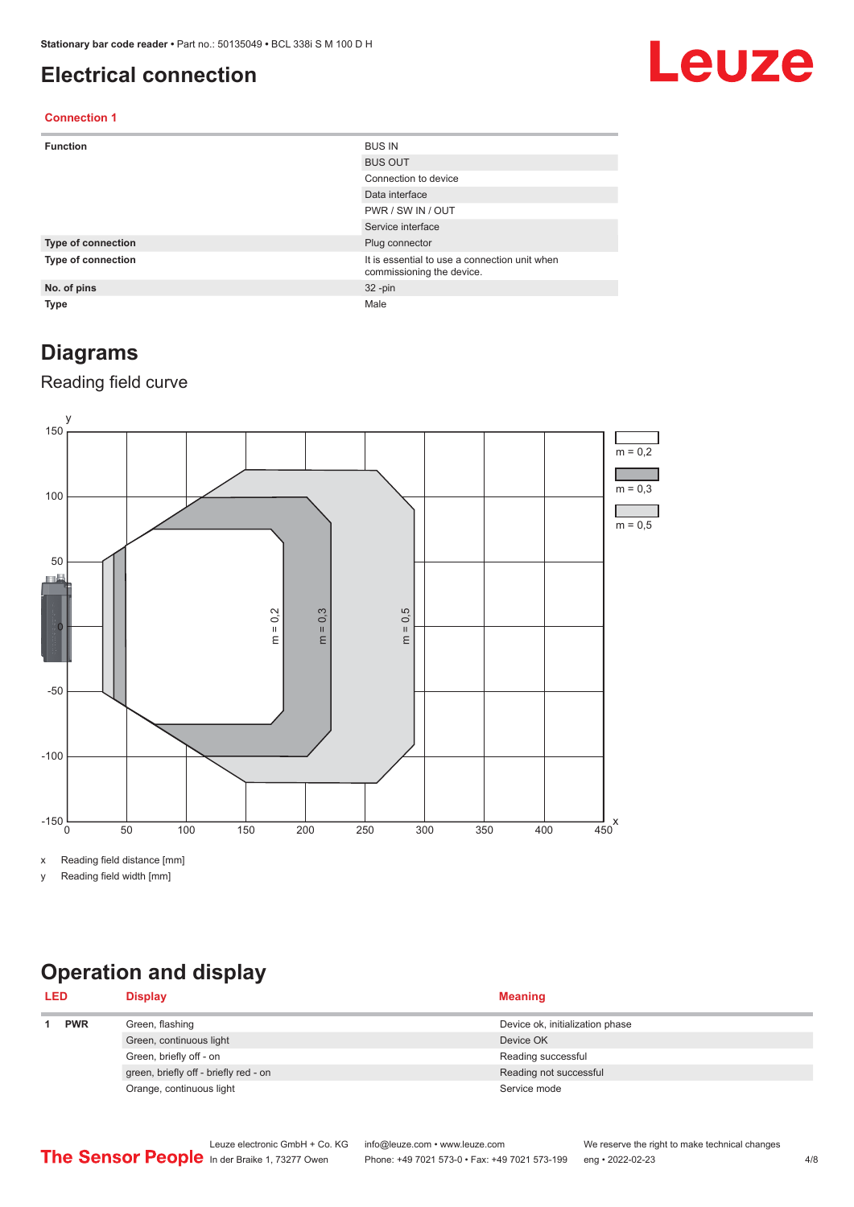# Electrical connection

## Connection 1

| Function | BUS IN |
|---|---|
| | BUS OUT |
| | Connection to device |
| | Data interface |
| | PWR / SW IN / OUT |
| | Service interface |
| **Type of connection** | Plug connector |
| **Type of connection** | It is essential to use a connection unit when commissioning the device. |
| **No. of pins** | 32 -pin |
| **Type** | Male |

# Diagrams

## Reading field curve

x Reading field distance [mm]

y Reading field width [mm]

# Operation and display

| LED | | Display | Meaning |
|---|---|---|---|
| 1 | PWR | Green, flashing | Device ok, initialization phase |
| | | Green, continuous light | Device OK |
| | | Green, briefly off - on | Reading successful |
| | | green, briefly off - briefly red - on | Reading not successful |
| | | Orange, continuous light | Service mode |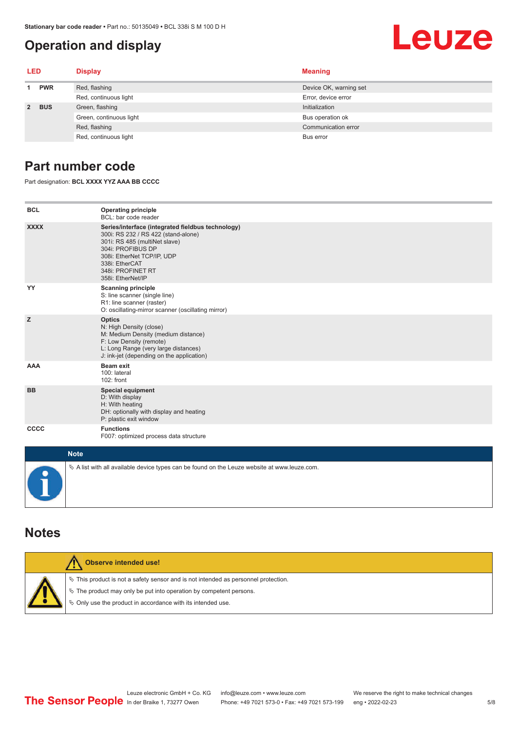## Operation and display

| LED | | Display | Meaning |
|---|---|---|---|
| 1 | PWR | Red, flashing | Device OK, warning set |
| | | Red, continuous light | Error, device error |
| 2 | BUS | Green, flashing | Initialization |
| | | Green, continuous light | Bus operation ok |
| | | Red, flashing | Communication error |
| | | Red, continuous light | Bus error |

## Part number code

Part designation: **BCL XXXX YYZ AAA BB CCCC**

| | |
|---|---|
| **BCL** | **Operating principle**<br>BCL: bar code reader |
| **XXXX** | **Series/interface (integrated fieldbus technology)**<br>300i: RS 232 / RS 422 (stand-alone)<br>301i: RS 485 (multiNet slave)<br>304i: PROFIBUS DP<br>308i: EtherNet TCP/IP, UDP<br>338i: EtherCAT<br>348i: PROFINET RT<br>358i: EtherNet/IP |
| **YY** | **Scanning principle**<br>S: line scanner (single line)<br>R1: line scanner (raster)<br>O: oscillating-mirror scanner (oscillating mirror) |
| **Z** | **Optics**<br>N: High Density (close)<br>M: Medium Density (medium distance)<br>F: Low Density (remote)<br>L: Long Range (very large distances)<br>J: ink-jet (depending on the application) |
| **AAA** | **Beam exit**<br>100: lateral<br>102: front |
| **BB** | **Special equipment**<br>D: With display<br>H: With heating<br>DH: optionally with display and heating<br>P: plastic exit window |
| **CCCC** | **Functions**<br>F007: optimized process data structure |

**Note**

↳ A list with all available device types can be found on the Leuze website at www.leuze.com.

## Notes

**Observe intended use!**

↳ This product is not a safety sensor and is not intended as personnel protection.

↳ The product may only be put into operation by competent persons.

↳ Only use the product in accordance with its intended use.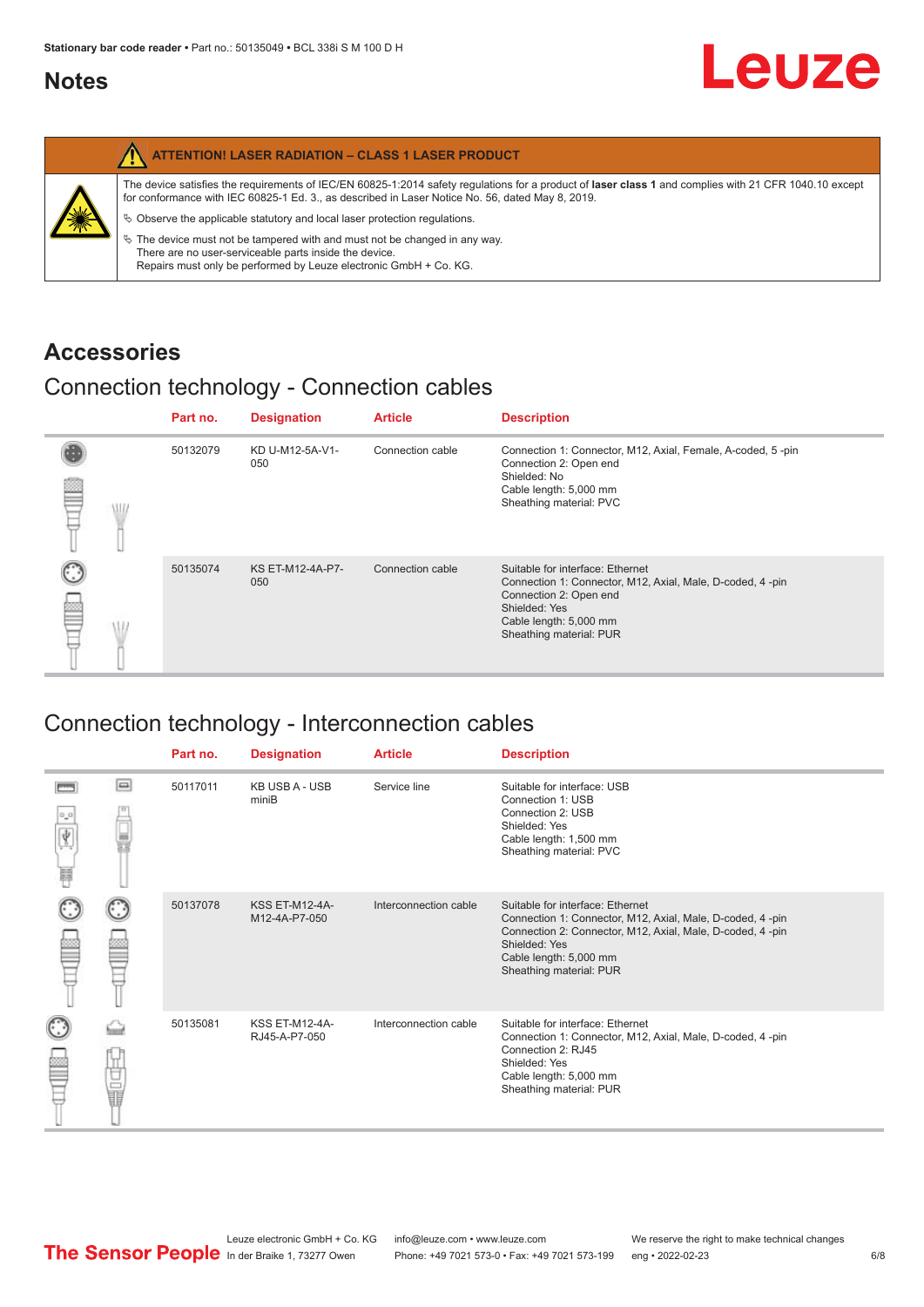## Notes

| ATTENTION! LASER RADIATION – CLASS 1 LASER PRODUCT |
|---|
| The device satisfies the requirements of IEC/EN 60825-1:2014 safety regulations for a product of **laser class 1** and complies with 21 CFR 1040.10 except for conformance with IEC 60825-1 Ed. 3., as described in Laser Notice No. 56, dated May 8, 2019. |
| ↳ Observe the applicable statutory and local laser protection regulations. |
| ↳ The device must not be tampered with and must not be changed in any way. There are no user-serviceable parts inside the device. Repairs must only be performed by Leuze electronic GmbH + Co. KG. |

## Accessories

### Connection technology - Connection cables

| Part no. | Designation | Article | Description |
|---|---|---|---|
| 50132079 | KD U-M12-5A-V1-050 | Connection cable | Connection 1: Connector, M12, Axial, Female, A-coded, 5 -pin<br>Connection 2: Open end<br>Shielded: No<br>Cable length: 5,000 mm<br>Sheathing material: PVC |
| 50135074 | KS ET-M12-4A-P7-050 | Connection cable | Suitable for interface: Ethernet<br>Connection 1: Connector, M12, Axial, Male, D-coded, 4 -pin<br>Connection 2: Open end<br>Shielded: Yes<br>Cable length: 5,000 mm<br>Sheathing material: PUR |

### Connection technology - Interconnection cables

| Part no. | Designation | Article | Description |
|---|---|---|---|
| 50117011 | KB USB A - USB miniB | Service line | Suitable for interface: USB<br>Connection 1: USB<br>Connection 2: USB<br>Shielded: Yes<br>Cable length: 1,500 mm<br>Sheathing material: PVC |
| 50137078 | KSS ET-M12-4A-M12-4A-P7-050 | Interconnection cable | Suitable for interface: Ethernet<br>Connection 1: Connector, M12, Axial, Male, D-coded, 4 -pin<br>Connection 2: Connector, M12, Axial, Male, D-coded, 4 -pin<br>Shielded: Yes<br>Cable length: 5,000 mm<br>Sheathing material: PUR |
| 50135081 | KSS ET-M12-4A-RJ45-A-P7-050 | Interconnection cable | Suitable for interface: Ethernet<br>Connection 1: Connector, M12, Axial, Male, D-coded, 4 -pin<br>Connection 2: RJ45<br>Shielded: Yes<br>Cable length: 5,000 mm<br>Sheathing material: PUR |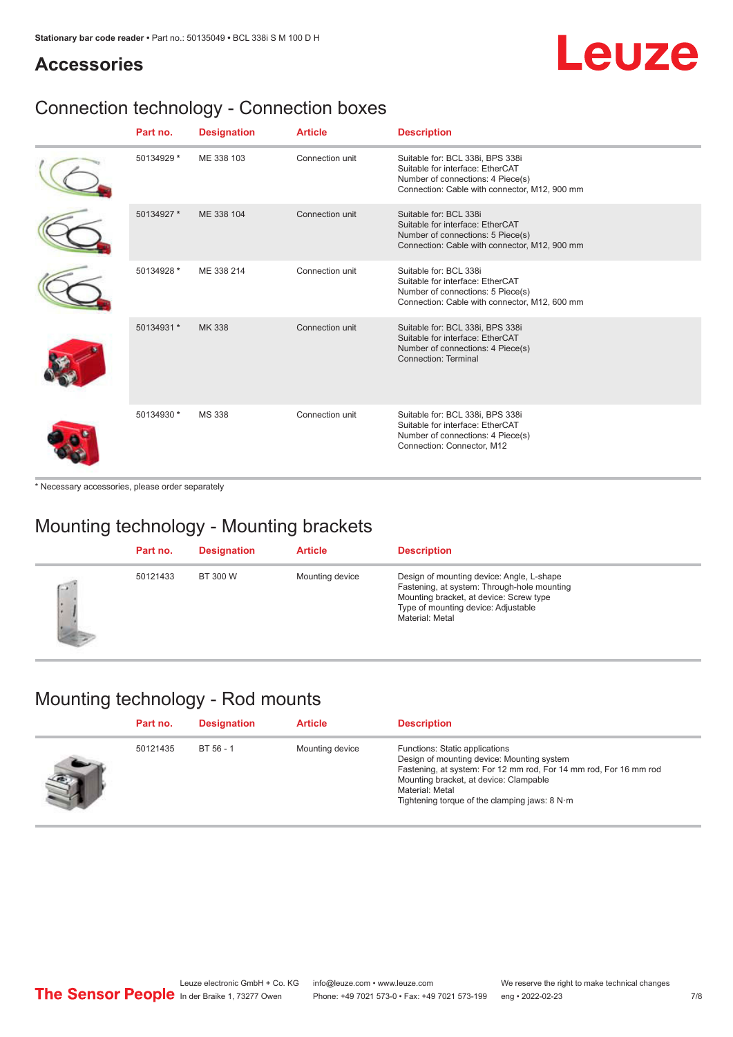## Accessories

### Connection technology - Connection boxes

| Part no. | Designation | Article | Description |
|---|---|---|---|
| 50134929 * | ME 338 103 | Connection unit | Suitable for: BCL 338i, BPS 338i<br>Suitable for interface: EtherCAT<br>Number of connections: 4 Piece(s)<br>Connection: Cable with connector, M12, 900 mm |
| 50134927 * | ME 338 104 | Connection unit | Suitable for: BCL 338i<br>Suitable for interface: EtherCAT<br>Number of connections: 5 Piece(s)<br>Connection: Cable with connector, M12, 900 mm |
| 50134928 * | ME 338 214 | Connection unit | Suitable for: BCL 338i<br>Suitable for interface: EtherCAT<br>Number of connections: 5 Piece(s)<br>Connection: Cable with connector, M12, 600 mm |
| 50134931 * | MK 338 | Connection unit | Suitable for: BCL 338i, BPS 338i<br>Suitable for interface: EtherCAT<br>Number of connections: 4 Piece(s)<br>Connection: Terminal |
| 50134930 * | MS 338 | Connection unit | Suitable for: BCL 338i, BPS 338i<br>Suitable for interface: EtherCAT<br>Number of connections: 4 Piece(s)<br>Connection: Connector, M12 |

* Necessary accessories, please order separately

### Mounting technology - Mounting brackets

| Part no. | Designation | Article | Description |
|---|---|---|---|
| 50121433 | BT 300 W | Mounting device | Design of mounting device: Angle, L-shape<br>Fastening, at system: Through-hole mounting<br>Mounting bracket, at device: Screw type<br>Type of mounting device: Adjustable<br>Material: Metal |

### Mounting technology - Rod mounts

| Part no. | Designation | Article | Description |
|---|---|---|---|
| 50121435 | BT 56 - 1 | Mounting device | Functions: Static applications<br>Design of mounting device: Mounting system<br>Fastening, at system: For 12 mm rod, For 14 mm rod, For 16 mm rod<br>Mounting bracket, at device: Clampable<br>Material: Metal<br>Tightening torque of the clamping jaws: 8 N·m |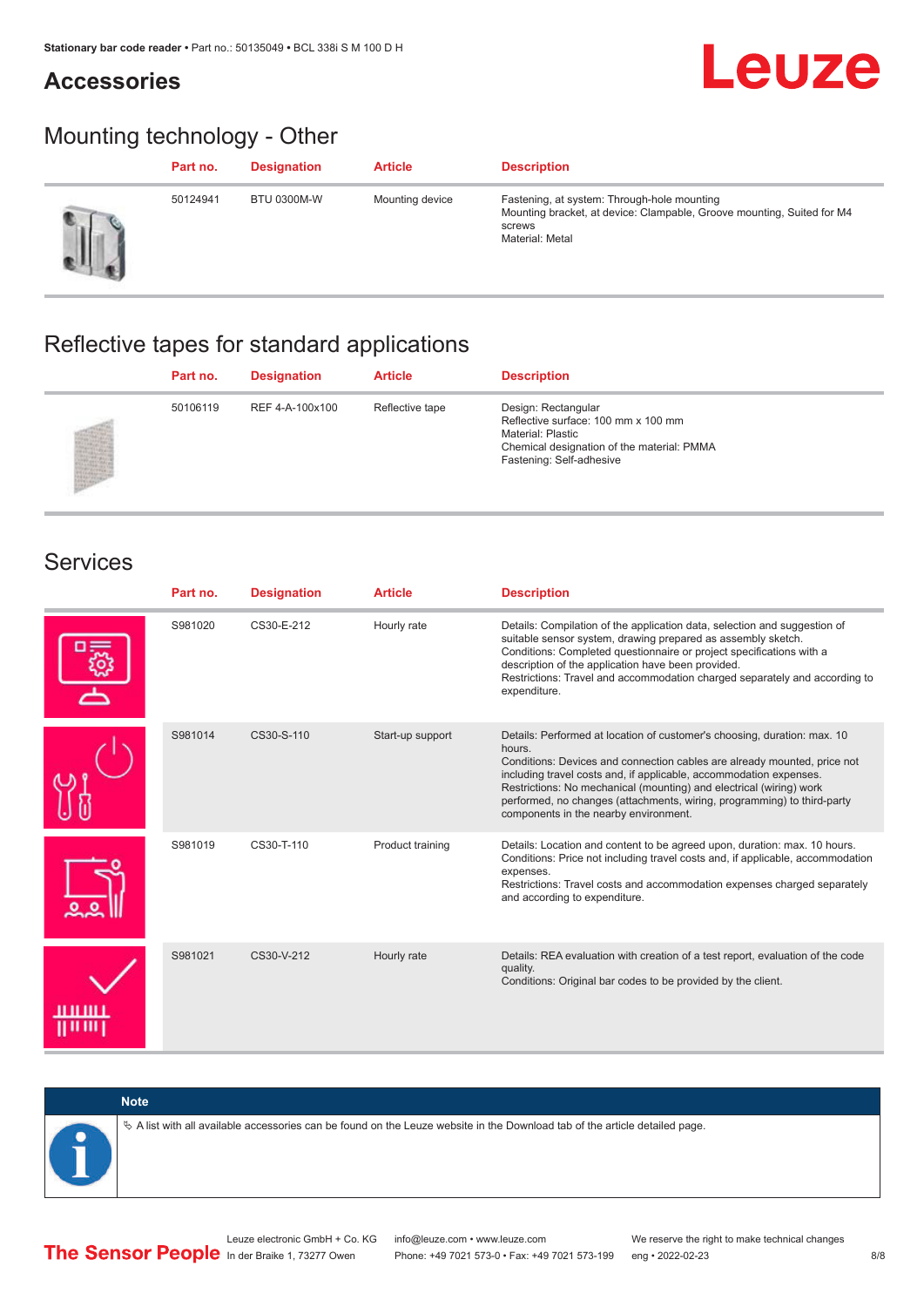# Accessories

## Mounting technology - Other

| Part no. | Designation | Article | Description |
|---|---|---|---|
| 50124941 | BTU 0300M-W | Mounting device | Fastening, at system: Through-hole mounting<br>Mounting bracket, at device: Clampable, Groove mounting, Suited for M4 screws<br>Material: Metal |

## Reflective tapes for standard applications

| Part no. | Designation | Article | Description |
|---|---|---|---|
| 50106119 | REF 4-A-100x100 | Reflective tape | Design: Rectangular<br>Reflective surface: 100 mm x 100 mm<br>Material: Plastic<br>Chemical designation of the material: PMMA<br>Fastening: Self-adhesive |

## Services

| Part no. | Designation | Article | Description |
|---|---|---|---|
| S981020 | CS30-E-212 | Hourly rate | Details: Compilation of the application data, selection and suggestion of suitable sensor system, drawing prepared as assembly sketch.<br>Conditions: Completed questionnaire or project specifications with a description of the application have been provided.<br>Restrictions: Travel and accommodation charged separately and according to expenditure. |
| S981014 | CS30-S-110 | Start-up support | Details: Performed at location of customer's choosing, duration: max. 10 hours.<br>Conditions: Devices and connection cables are already mounted, price not including travel costs and, if applicable, accommodation expenses.<br>Restrictions: No mechanical (mounting) and electrical (wiring) work performed, no changes (attachments, wiring, programming) to third-party components in the nearby environment. |
| S981019 | CS30-T-110 | Product training | Details: Location and content to be agreed upon, duration: max. 10 hours.<br>Conditions: Price not including travel costs and, if applicable, accommodation expenses.<br>Restrictions: Travel costs and accommodation expenses charged separately and according to expenditure. |
| S981021 | CS30-V-212 | Hourly rate | Details: REA evaluation with creation of a test report, evaluation of the code quality.<br>Conditions: Original bar codes to be provided by the client. |

**Note**

A list with all available accessories can be found on the Leuze website in the Download tab of the article detailed page.